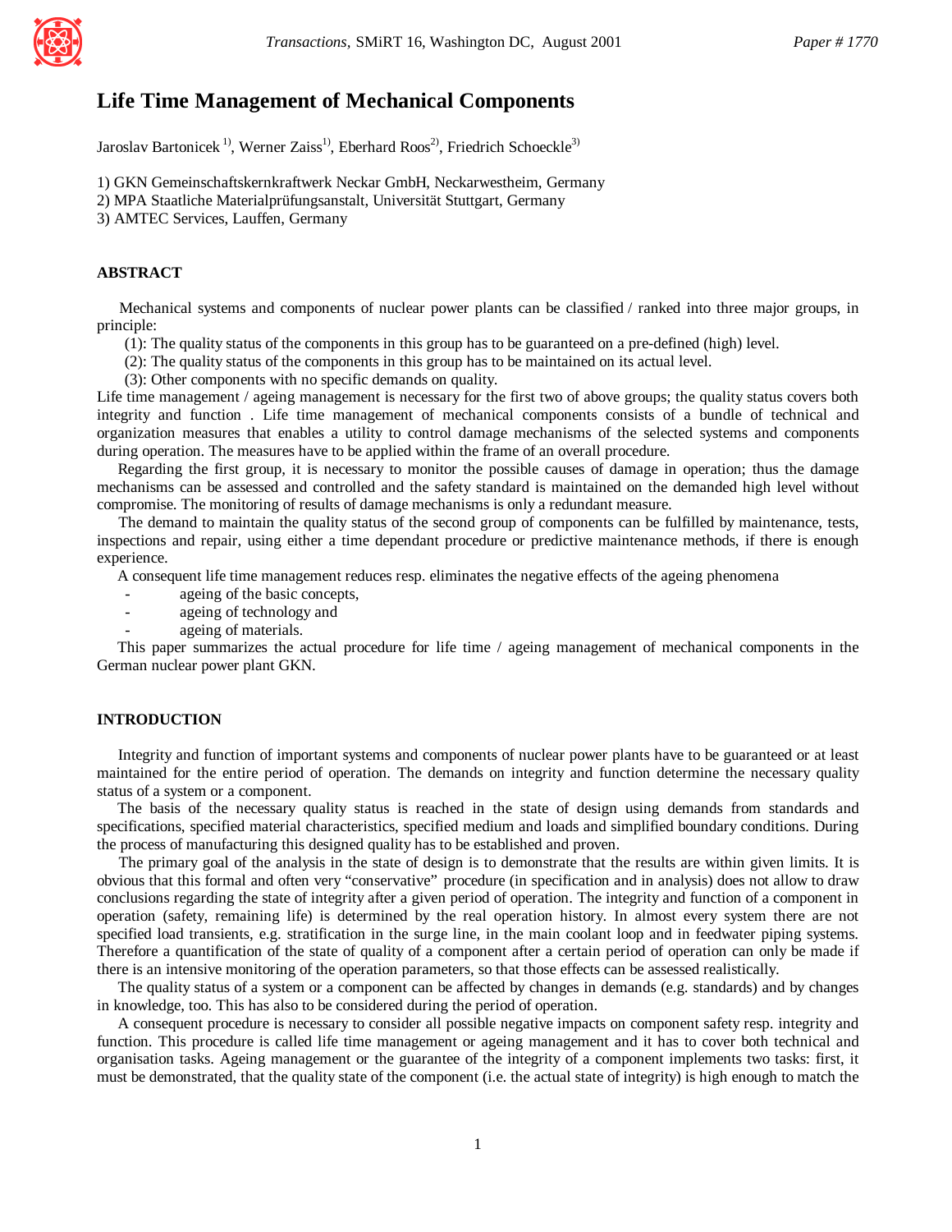# Life Time Management of Mechanical Components

Jaroslav Bartonicek [1)], Werner Zaiss[1)], Eberhard Roos[2)], Friedrich Schoeckle[3)]

1) GKN Gemeinschaftskernkraftwerk Neckar GmbH, Neckarwestheim, Germany
2) MPA Staatliche Materialprüfungsanstalt, Universität Stuttgart, Germany
3) AMTEC Services, Lauffen, Germany

## ABSTRACT

Mechanical systems and components of nuclear power plants can be classified / ranked into three major groups, in principle:

(1): The quality status of the components in this group has to be guaranteed on a pre-defined (high) level.
(2): The quality status of the components in this group has to be maintained on its actual level.
(3): Other components with no specific demands on quality.

Life time management / ageing management is necessary for the first two of above groups; the quality status covers both integrity and function . Life time management of mechanical components consists of a bundle of technical and organization measures that enables a utility to control damage mechanisms of the selected systems and components during operation. The measures have to be applied within the frame of an overall procedure.

Regarding the first group, it is necessary to monitor the possible causes of damage in operation; thus the damage mechanisms can be assessed and controlled and the safety standard is maintained on the demanded high level without compromise. The monitoring of results of damage mechanisms is only a redundant measure.

The demand to maintain the quality status of the second group of components can be fulfilled by maintenance, tests, inspections and repair, using either a time dependant procedure or predictive maintenance methods, if there is enough experience.

A consequent life time management reduces resp. eliminates the negative effects of the ageing phenomena

- ageing of the basic concepts,
- ageing of technology and
- ageing of materials.

This paper summarizes the actual procedure for life time / ageing management of mechanical components in the German nuclear power plant GKN.

## INTRODUCTION

Integrity and function of important systems and components of nuclear power plants have to be guaranteed or at least maintained for the entire period of operation. The demands on integrity and function determine the necessary quality status of a system or a component.

The basis of the necessary quality status is reached in the state of design using demands from standards and specifications, specified material characteristics, specified medium and loads and simplified boundary conditions. During the process of manufacturing this designed quality has to be established and proven.

The primary goal of the analysis in the state of design is to demonstrate that the results are within given limits. It is obvious that this formal and often very "conservative" procedure (in specification and in analysis) does not allow to draw conclusions regarding the state of integrity after a given period of operation. The integrity and function of a component in operation (safety, remaining life) is determined by the real operation history. In almost every system there are not specified load transients, e.g. stratification in the surge line, in the main coolant loop and in feedwater piping systems. Therefore a quantification of the state of quality of a component after a certain period of operation can only be made if there is an intensive monitoring of the operation parameters, so that those effects can be assessed realistically.

The quality status of a system or a component can be affected by changes in demands (e.g. standards) and by changes in knowledge, too. This has also to be considered during the period of operation.

A consequent procedure is necessary to consider all possible negative impacts on component safety resp. integrity and function. This procedure is called life time management or ageing management and it has to cover both technical and organisation tasks. Ageing management or the guarantee of the integrity of a component implements two tasks: first, it must be demonstrated, that the quality state of the component (i.e. the actual state of integrity) is high enough to match the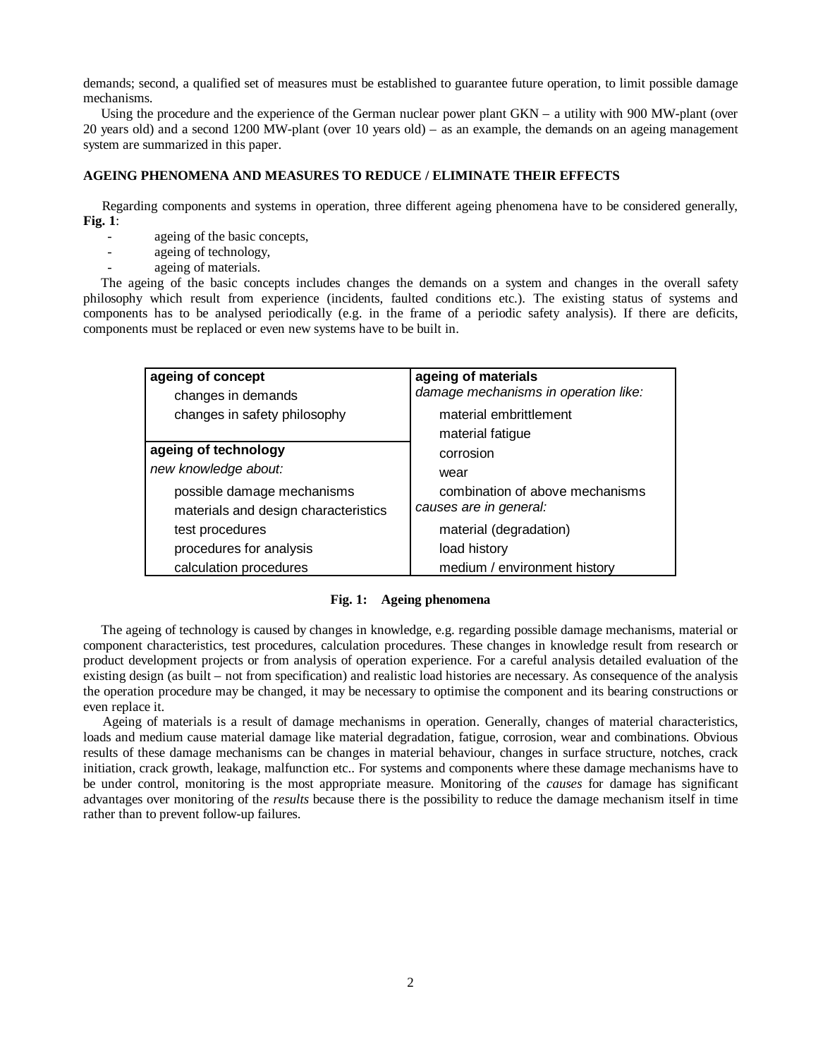demands; second, a qualified set of measures must be established to guarantee future operation, to limit possible damage mechanisms.

Using the procedure and the experience of the German nuclear power plant GKN – a utility with 900 MW-plant (over 20 years old) and a second 1200 MW-plant (over 10 years old) – as an example, the demands on an ageing management system are summarized in this paper.

## AGEING PHENOMENA AND MEASURES TO REDUCE / ELIMINATE THEIR EFFECTS

Regarding components and systems in operation, three different ageing phenomena have to be considered generally, **Fig. 1**:

- ageing of the basic concepts,
- ageing of technology,
- ageing of materials.

The ageing of the basic concepts includes changes the demands on a system and changes in the overall safety philosophy which result from experience (incidents, faulted conditions etc.). The existing status of systems and components has to be analysed periodically (e.g. in the frame of a periodic safety analysis). If there are deficits, components must be replaced or even new systems have to be built in.

| | |
|---|---|
| **ageing of concept**<br>changes in demands<br>changes in safety philosophy | **ageing of materials**<br>*damage mechanisms in operation like:*<br>material embrittlement<br>material fatigue<br>corrosion<br>wear<br>combination of above mechanisms<br>*causes are in general:*<br>material (degradation)<br>load history<br>medium / environment history |
| **ageing of technology**<br>*new knowledge about:*<br>possible damage mechanisms<br>materials and design characteristics<br>test procedures<br>procedures for analysis<br>calculation procedures | |

**Fig. 1: Ageing phenomena**

The ageing of technology is caused by changes in knowledge, e.g. regarding possible damage mechanisms, material or component characteristics, test procedures, calculation procedures. These changes in knowledge result from research or product development projects or from analysis of operation experience. For a careful analysis detailed evaluation of the existing design (as built – not from specification) and realistic load histories are necessary. As consequence of the analysis the operation procedure may be changed, it may be necessary to optimise the component and its bearing constructions or even replace it.

Ageing of materials is a result of damage mechanisms in operation. Generally, changes of material characteristics, loads and medium cause material damage like material degradation, fatigue, corrosion, wear and combinations. Obvious results of these damage mechanisms can be changes in material behaviour, changes in surface structure, notches, crack initiation, crack growth, leakage, malfunction etc.. For systems and components where these damage mechanisms have to be under control, monitoring is the most appropriate measure. Monitoring of the *causes* for damage has significant advantages over monitoring of the *results* because there is the possibility to reduce the damage mechanism itself in time rather than to prevent follow-up failures.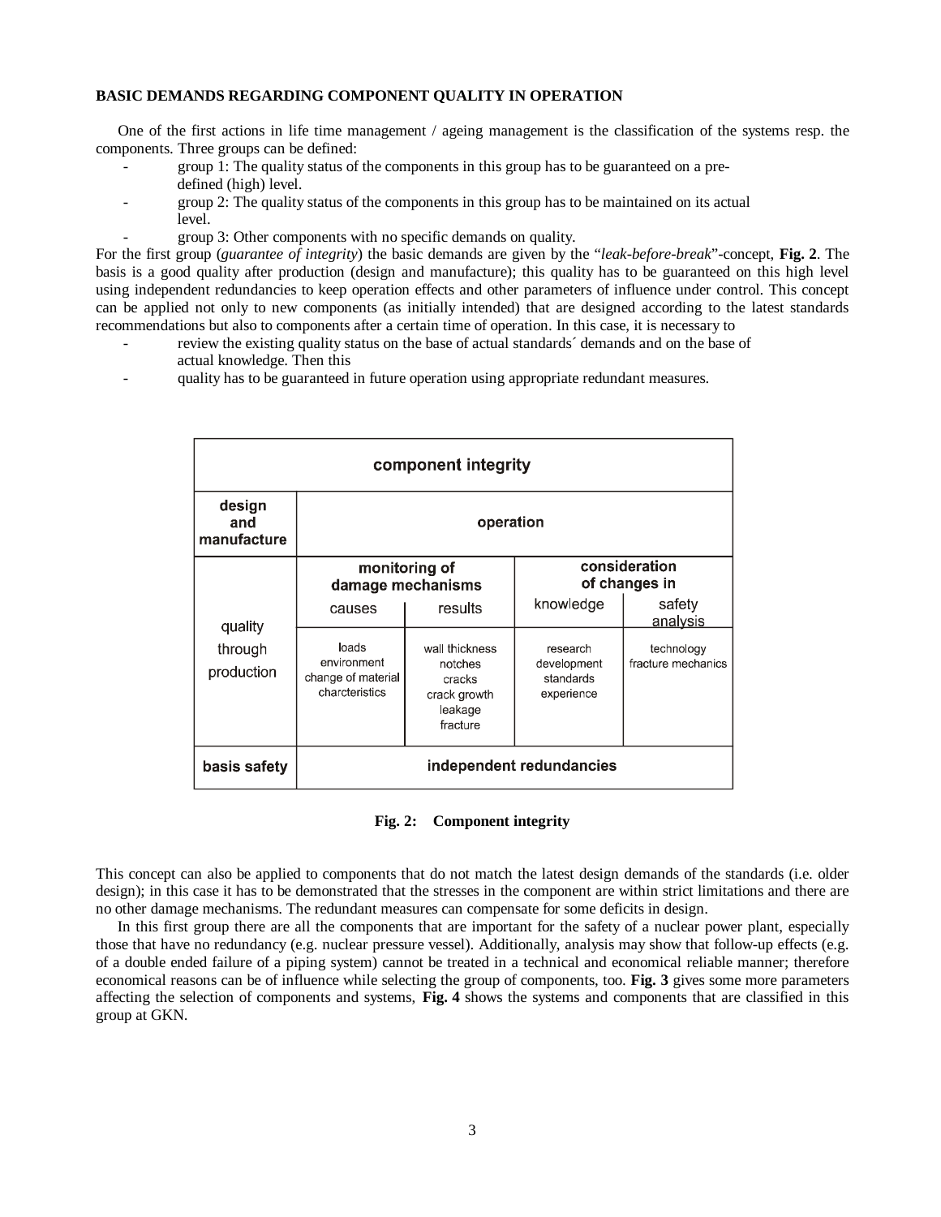**BASIC DEMANDS REGARDING COMPONENT QUALITY IN OPERATION**

One of the first actions in life time management / ageing management is the classification of the systems resp. the components. Three groups can be defined:

- group 1: The quality status of the components in this group has to be guaranteed on a pre-defined (high) level.
- group 2: The quality status of the components in this group has to be maintained on its actual level.
- group 3: Other components with no specific demands on quality.

For the first group (*guarantee of integrity*) the basic demands are given by the "*leak-before-break*"-concept, **Fig. 2**. The basis is a good quality after production (design and manufacture); this quality has to be guaranteed on this high level using independent redundancies to keep operation effects and other parameters of influence under control. This concept can be applied not only to new components (as initially intended) that are designed according to the latest standards recommendations but also to components after a certain time of operation. In this case, it is necessary to

- review the existing quality status on the base of actual standards´ demands and on the base of actual knowledge. Then this
- quality has to be guaranteed in future operation using appropriate redundant measures.

| component integrity | | | | |
|---|---|---|---|---|
| design and manufacture | operation | | | |
| quality through production | monitoring of damage mechanisms | | consideration of changes in | |
| | causes | results | knowledge | safety analysis |
| | loads<br>environment<br>change of material charcteristics | wall thickness<br>notches<br>cracks<br>crack growth<br>leakage<br>fracture | research<br>development<br>standards<br>experience | technology<br>fracture mechanics |
| basis safety | independent redundancies | | | |

**Fig. 2: Component integrity**

This concept can also be applied to components that do not match the latest design demands of the standards (i.e. older design); in this case it has to be demonstrated that the stresses in the component are within strict limitations and there are no other damage mechanisms. The redundant measures can compensate for some deficits in design.

In this first group there are all the components that are important for the safety of a nuclear power plant, especially those that have no redundancy (e.g. nuclear pressure vessel). Additionally, analysis may show that follow-up effects (e.g. of a double ended failure of a piping system) cannot be treated in a technical and economical reliable manner; therefore economical reasons can be of influence while selecting the group of components, too. **Fig. 3** gives some more parameters affecting the selection of components and systems, **Fig. 4** shows the systems and components that are classified in this group at GKN.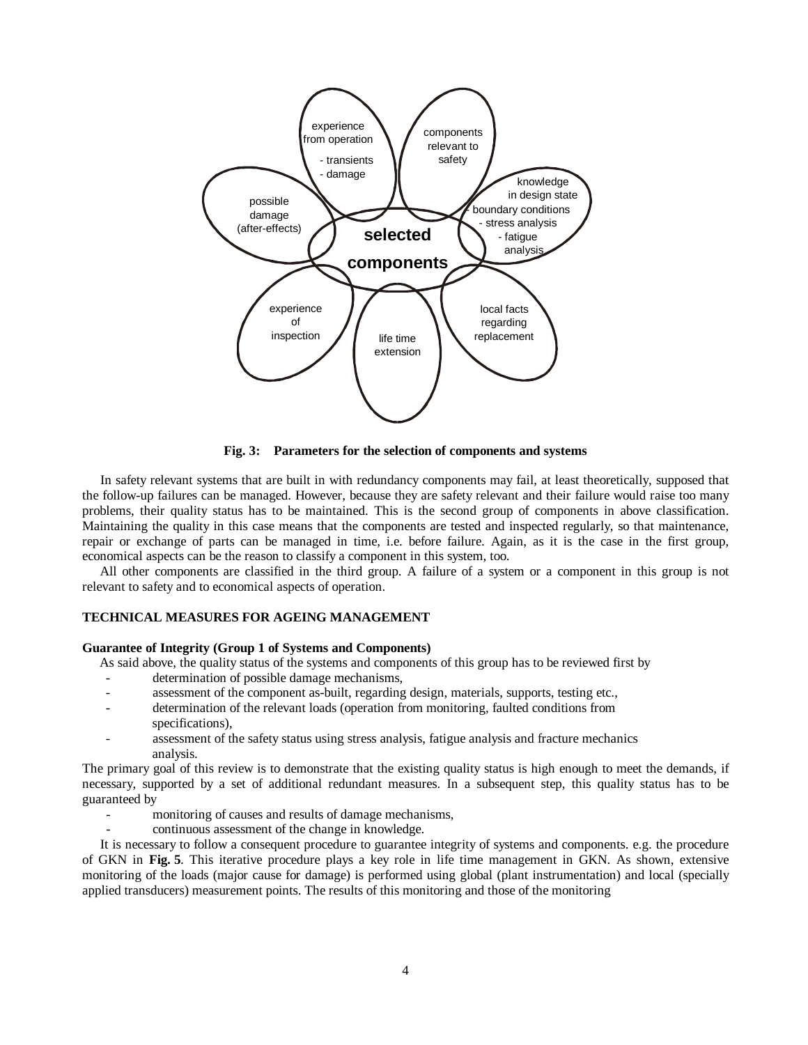**Fig. 3: Parameters for the selection of components and systems**

In safety relevant systems that are built in with redundancy components may fail, at least theoretically, supposed that the follow-up failures can be managed. However, because they are safety relevant and their failure would raise too many problems, their quality status has to be maintained. This is the second group of components in above classification. Maintaining the quality in this case means that the components are tested and inspected regularly, so that maintenance, repair or exchange of parts can be managed in time, i.e. before failure. Again, as it is the case in the first group, economical aspects can be the reason to classify a component in this system, too.

All other components are classified in the third group. A failure of a system or a component in this group is not relevant to safety and to economical aspects of operation.

## TECHNICAL MEASURES FOR AGEING MANAGEMENT

### Guarantee of Integrity (Group 1 of Systems and Components)

As said above, the quality status of the systems and components of this group has to be reviewed first by

- determination of possible damage mechanisms,
- assessment of the component as-built, regarding design, materials, supports, testing etc.,
- determination of the relevant loads (operation from monitoring, faulted conditions from specifications),
- assessment of the safety status using stress analysis, fatigue analysis and fracture mechanics analysis.

The primary goal of this review is to demonstrate that the existing quality status is high enough to meet the demands, if necessary, supported by a set of additional redundant measures. In a subsequent step, this quality status has to be guaranteed by

- monitoring of causes and results of damage mechanisms,
- continuous assessment of the change in knowledge.

It is necessary to follow a consequent procedure to guarantee integrity of systems and components. e.g. the procedure of GKN in **Fig. 5**. This iterative procedure plays a key role in life time management in GKN. As shown, extensive monitoring of the loads (major cause for damage) is performed using global (plant instrumentation) and local (specially applied transducers) measurement points. The results of this monitoring and those of the monitoring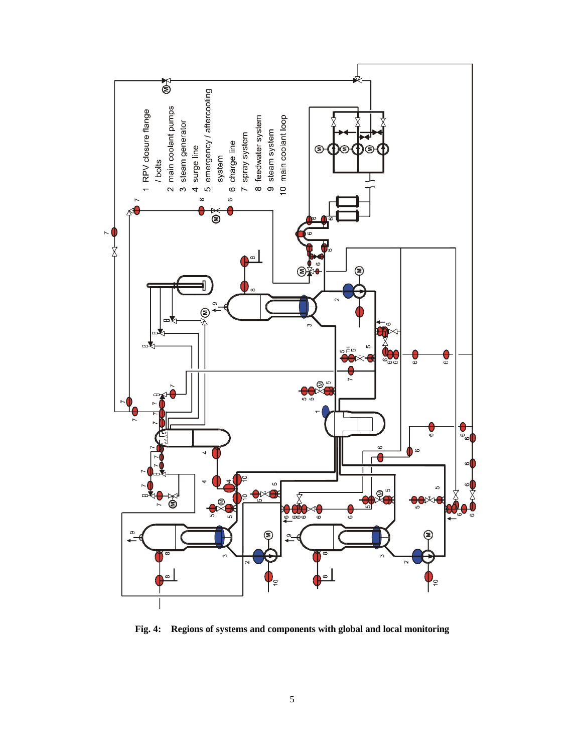1 RPV closure flange / bolts
2 main coolant pumps
3 steam generator
4 surge line
5 emergency / aftercooling system
6 charge line
7 spray system
8 feedwater system
9 steam system
10 main coolant loop

**Fig. 4: Regions of systems and components with global and local monitoring**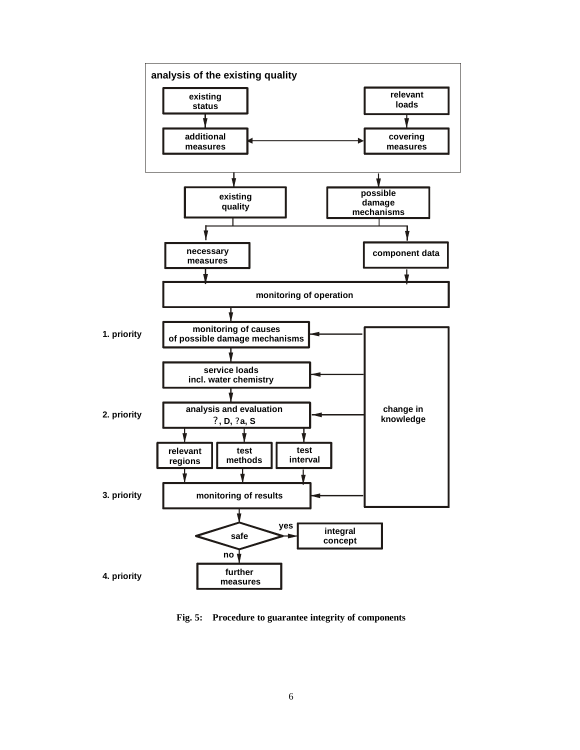**analysis of the existing quality**

- existing status → additional measures
- relevant loads → covering measures
- additional measures ↔ covering measures

existing quality

possible damage mechanisms

necessary measures

component data

monitoring of operation

1. priority — monitoring of causes of possible damage mechanisms

service loads incl. water chemistry

2. priority — analysis and evaluation ?, D, ?a, S

- relevant regions
- test methods
- test interval

3. priority — monitoring of results

change in knowledge

safe — yes → integral concept

safe — no → further measures

4. priority — further measures

**Fig. 5: Procedure to guarantee integrity of components**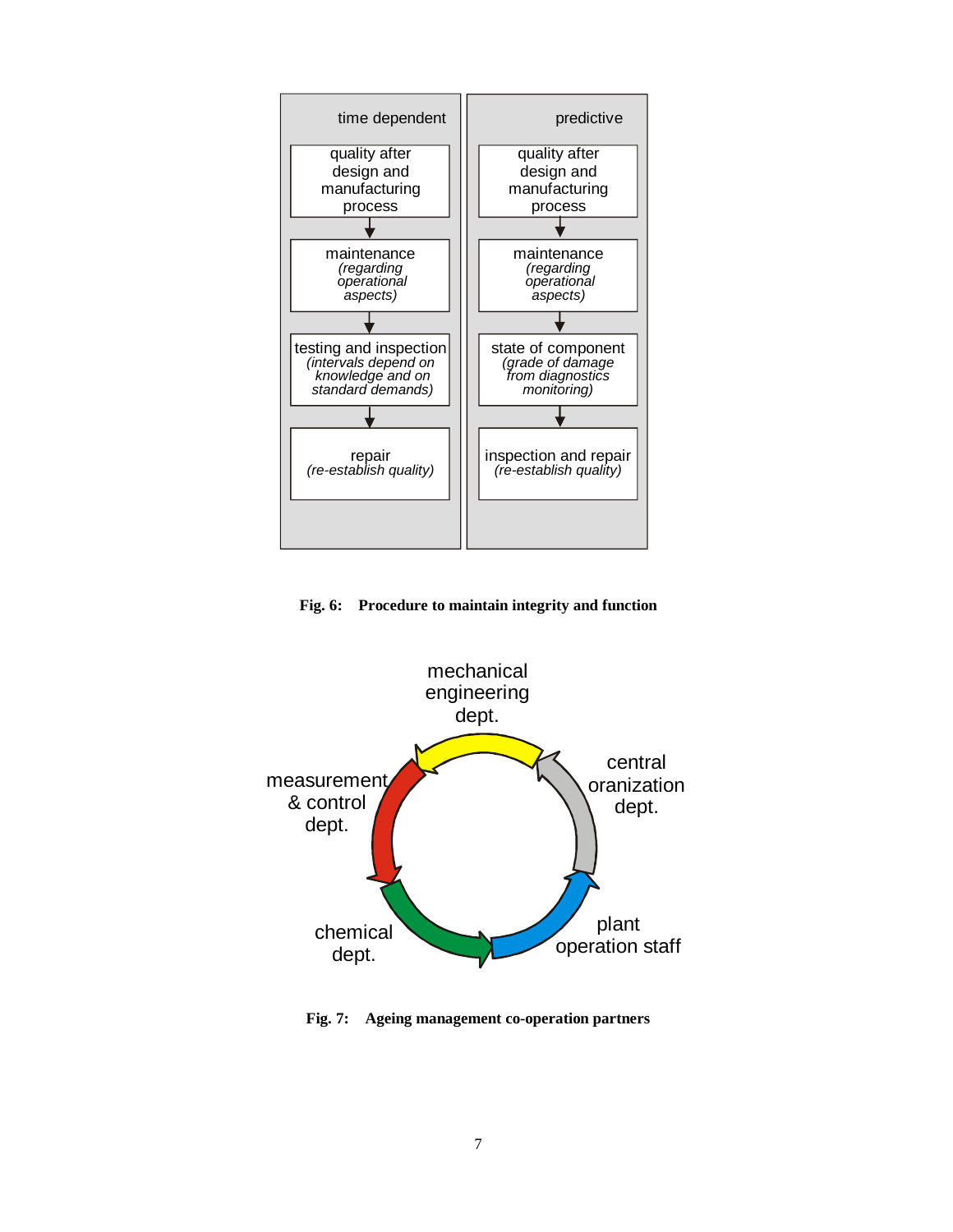| time dependent | predictive |
|---|---|
| quality after design and manufacturing process | quality after design and manufacturing process |
| ↓ | ↓ |
| maintenance *(regarding operational aspects)* | maintenance *(regarding operational aspects)* |
| ↓ | ↓ |
| testing and inspection *(intervals depend on knowledge and on standard demands)* | state of component *(grade of damage from diagnostics monitoring)* |
| ↓ | ↓ |
| repair *(re-establish quality)* | inspection and repair *(re-establish quality)* |

**Fig. 6: Procedure to maintain integrity and function**

mechanical engineering dept. → measurement & control dept. → chemical dept. → plant operation staff → central oranization dept. → mechanical engineering dept.

**Fig. 7: Ageing management co-operation partners**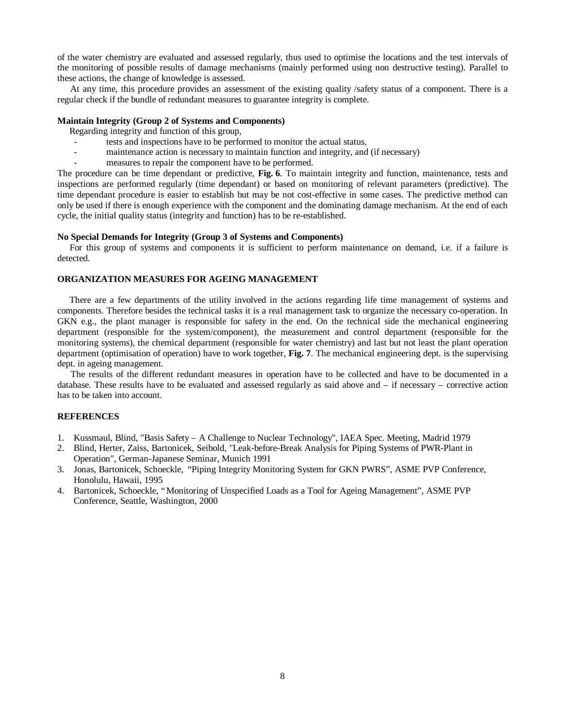of the water chemistry are evaluated and assessed regularly, thus used to optimise the locations and the test intervals of the monitoring of possible results of damage mechanisms (mainly performed using non destructive testing). Parallel to these actions, the change of knowledge is assessed.

At any time, this procedure provides an assessment of the existing quality /safety status of a component. There is a regular check if the bundle of redundant measures to guarantee integrity is complete.

**Maintain Integrity (Group 2 of Systems and Components)**

Regarding integrity and function of this group,

- tests and inspections have to be performed to monitor the actual status,
- maintenance action is necessary to maintain function and integrity, and (if necessary)
- measures to repair the component have to be performed.

The procedure can be time dependant or predictive, **Fig. 6**. To maintain integrity and function, maintenance, tests and inspections are performed regularly (time dependant) or based on monitoring of relevant parameters (predictive). The time dependant procedure is easier to establish but may be not cost-effective in some cases. The predictive method can only be used if there is enough experience with the component and the dominating damage mechanism. At the end of each cycle, the initial quality status (integrity and function) has to be re-established.

**No Special Demands for Integrity (Group 3 of Systems and Components)**

For this group of systems and components it is sufficient to perform maintenance on demand, i.e. if a failure is detected.

## ORGANIZATION MEASURES FOR AGEING MANAGEMENT

There are a few departments of the utility involved in the actions regarding life time management of systems and components. Therefore besides the technical tasks it is a real management task to organize the necessary co-operation. In GKN e.g., the plant manager is responsible for safety in the end. On the technical side the mechanical engineering department (responsible for the system/component), the measurement and control department (responsible for the monitoring systems), the chemical department (responsible for water chemistry) and last but not least the plant operation department (optimisation of operation) have to work together, **Fig. 7**. The mechanical engineering dept. is the supervising dept. in ageing management.

The results of the different redundant measures in operation have to be collected and have to be documented in a database. These results have to be evaluated and assessed regularly as said above and – if necessary – corrective action has to be taken into account.

## REFERENCES

1. Kussmaul, Blind, "Basis Safety – A Challenge to Nuclear Technology", IAEA Spec. Meeting, Madrid 1979
2. Blind, Herter, Zaiss, Bartonicek, Seibold, "Leak-before-Break Analysis for Piping Systems of PWR-Plant in Operation", German-Japanese Seminar, Munich 1991
3. Jonas, Bartonicek, Schoeckle, "Piping Integrity Monitoring System for GKN PWRS", ASME PVP Conference, Honolulu, Hawaii, 1995
4. Bartonicek, Schoeckle, "Monitoring of Unspecified Loads as a Tool for Ageing Management", ASME PVP Conference, Seattle, Washington, 2000